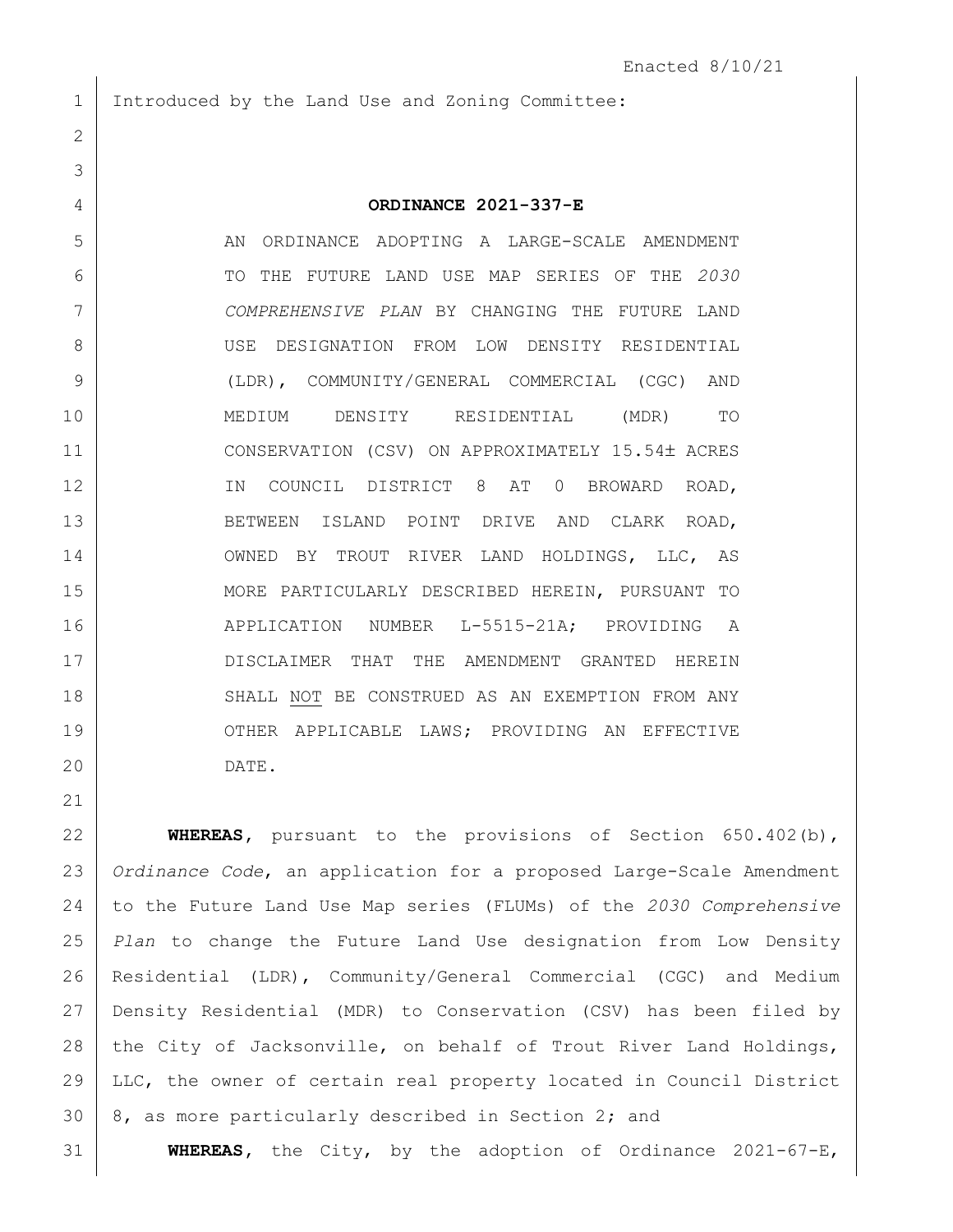Enacted 8/10/21

Introduced by the Land Use and Zoning Committee:

**ORDINANCE 2021-337-E**

AN ORDINANCE ADOPTING A LARGE-SCALE AMENDMENT TO THE FUTURE LAND USE MAP SERIES OF THE *2030 COMPREHENSIVE PLAN* BY CHANGING THE FUTURE LAND USE DESIGNATION FROM LOW DENSITY RESIDENTIAL (LDR), COMMUNITY/GENERAL COMMERCIAL (CGC) AND MEDIUM DENSITY RESIDENTIAL (MDR) TO CONSERVATION (CSV) ON APPROXIMATELY 15.54± ACRES IN COUNCIL DISTRICT 8 AT 0 BROWARD ROAD, BETWEEN ISLAND POINT DRIVE AND CLARK ROAD, OWNED BY TROUT RIVER LAND HOLDINGS, LLC, AS MORE PARTICULARLY DESCRIBED HEREIN, PURSUANT TO APPLICATION NUMBER L-5515-21A; PROVIDING A DISCLAIMER THAT THE AMENDMENT GRANTED HEREIN SHALL NOT BE CONSTRUED AS AN EXEMPTION FROM ANY OTHER APPLICABLE LAWS; PROVIDING AN EFFECTIVE DATE.

**WHEREAS**, pursuant to the provisions of Section 650.402(b), *Ordinance Code*, an application for a proposed Large-Scale Amendment to the Future Land Use Map series (FLUMs) of the *2030 Comprehensive Plan* to change the Future Land Use designation from Low Density Residential (LDR), Community/General Commercial (CGC) and Medium Density Residential (MDR) to Conservation (CSV) has been filed by the City of Jacksonville, on behalf of Trout River Land Holdings, LLC, the owner of certain real property located in Council District 8, as more particularly described in Section 2; and

**WHEREAS**, the City, by the adoption of Ordinance 2021-67-E,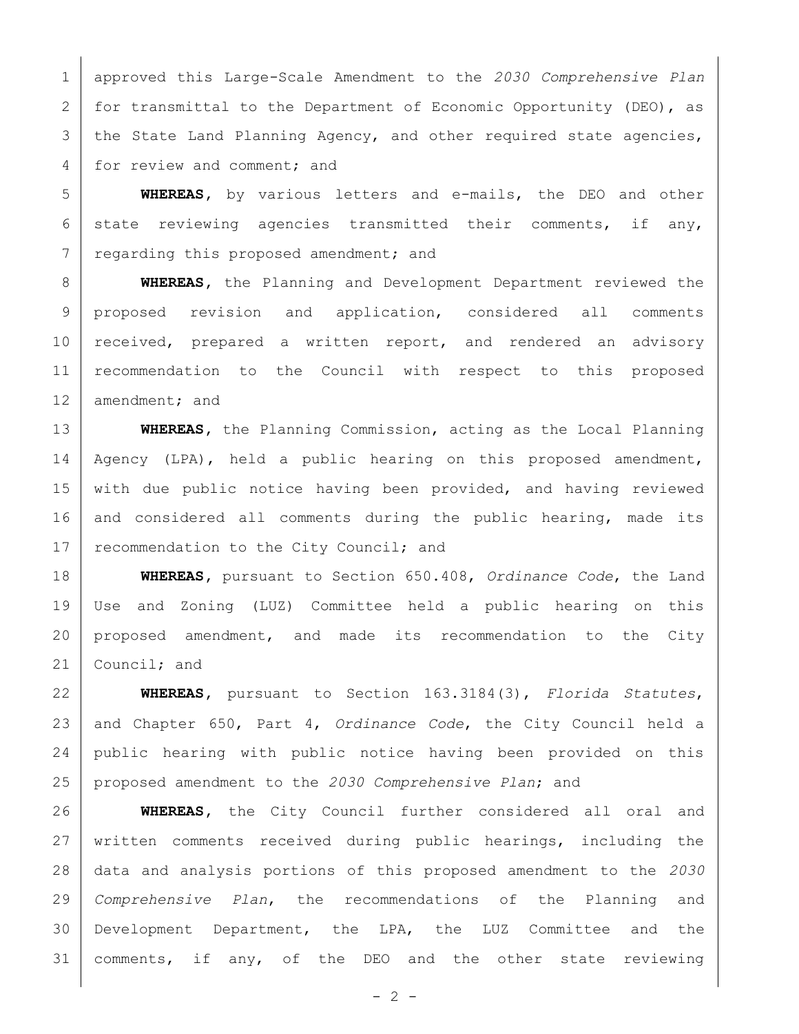approved this Large-Scale Amendment to the *2030 Comprehensive Plan* for transmittal to the Department of Economic Opportunity (DEO), as the State Land Planning Agency, and other required state agencies, for review and comment; and

**WHEREAS**, by various letters and e-mails, the DEO and other state reviewing agencies transmitted their comments, if any, regarding this proposed amendment; and

**WHEREAS**, the Planning and Development Department reviewed the proposed revision and application, considered all comments received, prepared a written report, and rendered an advisory recommendation to the Council with respect to this proposed amendment; and

**WHEREAS**, the Planning Commission, acting as the Local Planning Agency (LPA), held a public hearing on this proposed amendment, with due public notice having been provided, and having reviewed and considered all comments during the public hearing, made its recommendation to the City Council; and

**WHEREAS**, pursuant to Section 650.408, *Ordinance Code*, the Land Use and Zoning (LUZ) Committee held a public hearing on this proposed amendment, and made its recommendation to the City Council; and

**WHEREAS**, pursuant to Section 163.3184(3), *Florida Statutes*, and Chapter 650, Part 4, *Ordinance Code*, the City Council held a public hearing with public notice having been provided on this proposed amendment to the *2030 Comprehensive Plan*; and

**WHEREAS**, the City Council further considered all oral and written comments received during public hearings, including the data and analysis portions of this proposed amendment to the *2030 Comprehensive Plan*, the recommendations of the Planning and Development Department, the LPA, the LUZ Committee and the comments, if any, of the DEO and the other state reviewing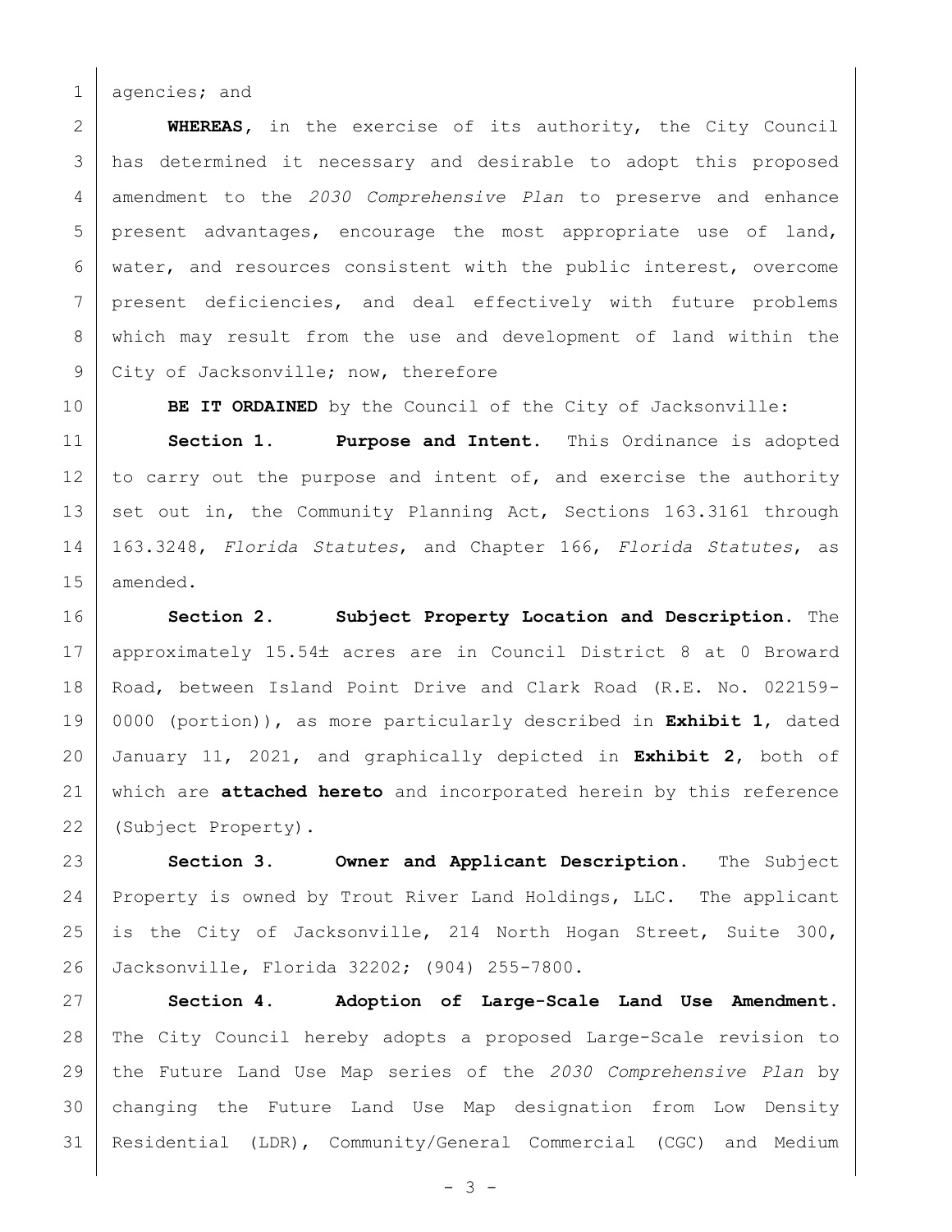agencies; and

**WHEREAS**, in the exercise of its authority, the City Council has determined it necessary and desirable to adopt this proposed amendment to the *2030 Comprehensive Plan* to preserve and enhance present advantages, encourage the most appropriate use of land, water, and resources consistent with the public interest, overcome present deficiencies, and deal effectively with future problems which may result from the use and development of land within the City of Jacksonville; now, therefore

**BE IT ORDAINED** by the Council of the City of Jacksonville:

**Section 1. Purpose and Intent.** This Ordinance is adopted to carry out the purpose and intent of, and exercise the authority set out in, the Community Planning Act, Sections 163.3161 through 163.3248, *Florida Statutes*, and Chapter 166, *Florida Statutes*, as amended.

**Section 2. Subject Property Location and Description.** The approximately 15.54± acres are in Council District 8 at 0 Broward Road, between Island Point Drive and Clark Road (R.E. No. 022159-0000 (portion)), as more particularly described in **Exhibit 1**, dated January 11, 2021, and graphically depicted in **Exhibit 2**, both of which are **attached hereto** and incorporated herein by this reference (Subject Property).

**Section 3. Owner and Applicant Description.** The Subject Property is owned by Trout River Land Holdings, LLC. The applicant is the City of Jacksonville, 214 North Hogan Street, Suite 300, Jacksonville, Florida 32202; (904) 255-7800.

**Section 4. Adoption of Large-Scale Land Use Amendment.** The City Council hereby adopts a proposed Large-Scale revision to the Future Land Use Map series of the *2030 Comprehensive Plan* by changing the Future Land Use Map designation from Low Density Residential (LDR), Community/General Commercial (CGC) and Medium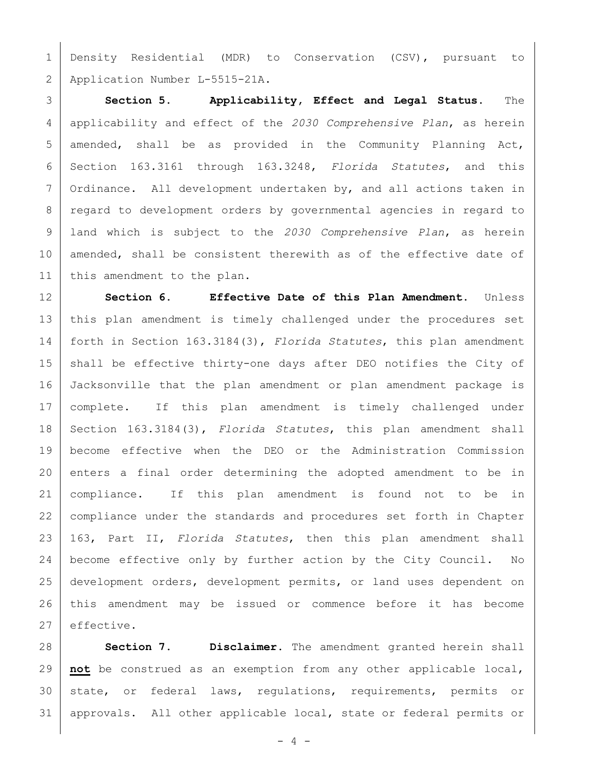Density Residential (MDR) to Conservation (CSV), pursuant to Application Number L-5515-21A.

**Section 5. Applicability, Effect and Legal Status.** The applicability and effect of the *2030 Comprehensive Plan*, as herein amended, shall be as provided in the Community Planning Act, Section 163.3161 through 163.3248, *Florida Statutes*, and this Ordinance. All development undertaken by, and all actions taken in regard to development orders by governmental agencies in regard to land which is subject to the *2030 Comprehensive Plan*, as herein amended, shall be consistent therewith as of the effective date of this amendment to the plan.

**Section 6. Effective Date of this Plan Amendment.** Unless this plan amendment is timely challenged under the procedures set forth in Section 163.3184(3), *Florida Statutes*, this plan amendment shall be effective thirty-one days after DEO notifies the City of Jacksonville that the plan amendment or plan amendment package is complete. If this plan amendment is timely challenged under Section 163.3184(3), *Florida Statutes*, this plan amendment shall become effective when the DEO or the Administration Commission enters a final order determining the adopted amendment to be in compliance. If this plan amendment is found not to be in compliance under the standards and procedures set forth in Chapter 163, Part II, *Florida Statutes*, then this plan amendment shall become effective only by further action by the City Council. No development orders, development permits, or land uses dependent on this amendment may be issued or commence before it has become effective.

**Section 7. Disclaimer.** The amendment granted herein shall **not** be construed as an exemption from any other applicable local, state, or federal laws, regulations, requirements, permits or approvals. All other applicable local, state or federal permits or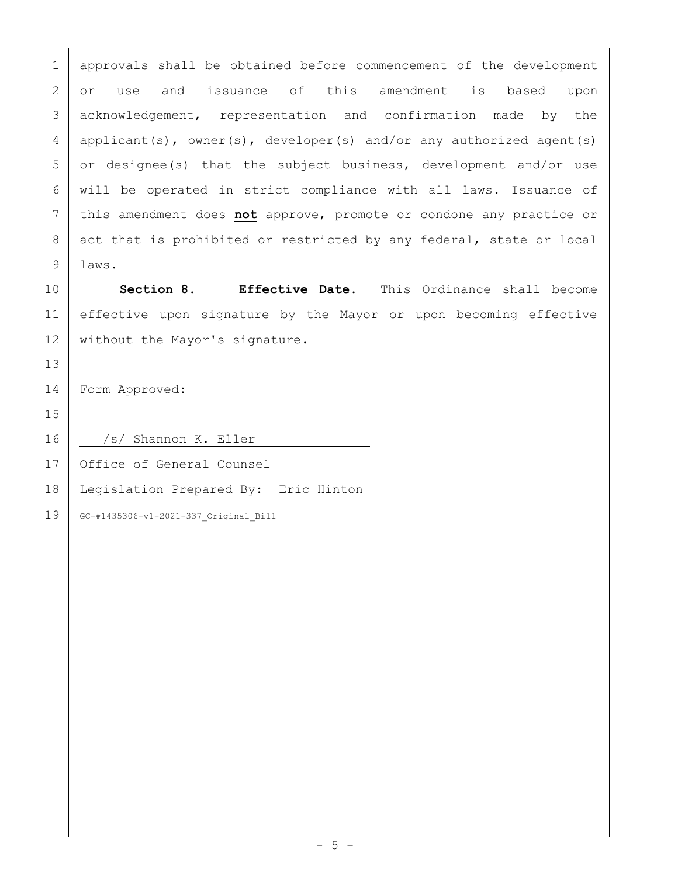approvals shall be obtained before commencement of the development or use and issuance of this amendment is based upon acknowledgement, representation and confirmation made by the applicant(s), owner(s), developer(s) and/or any authorized agent(s) or designee(s) that the subject business, development and/or use will be operated in strict compliance with all laws. Issuance of this amendment does **not** approve, promote or condone any practice or act that is prohibited or restricted by any federal, state or local laws.

**Section 8. Effective Date.** This Ordinance shall become effective upon signature by the Mayor or upon becoming effective without the Mayor's signature.

Form Approved:

/s/ Shannon K. Eller

Office of General Counsel

Legislation Prepared By: Eric Hinton

GC-#1435306-v1-2021-337_Original_Bill